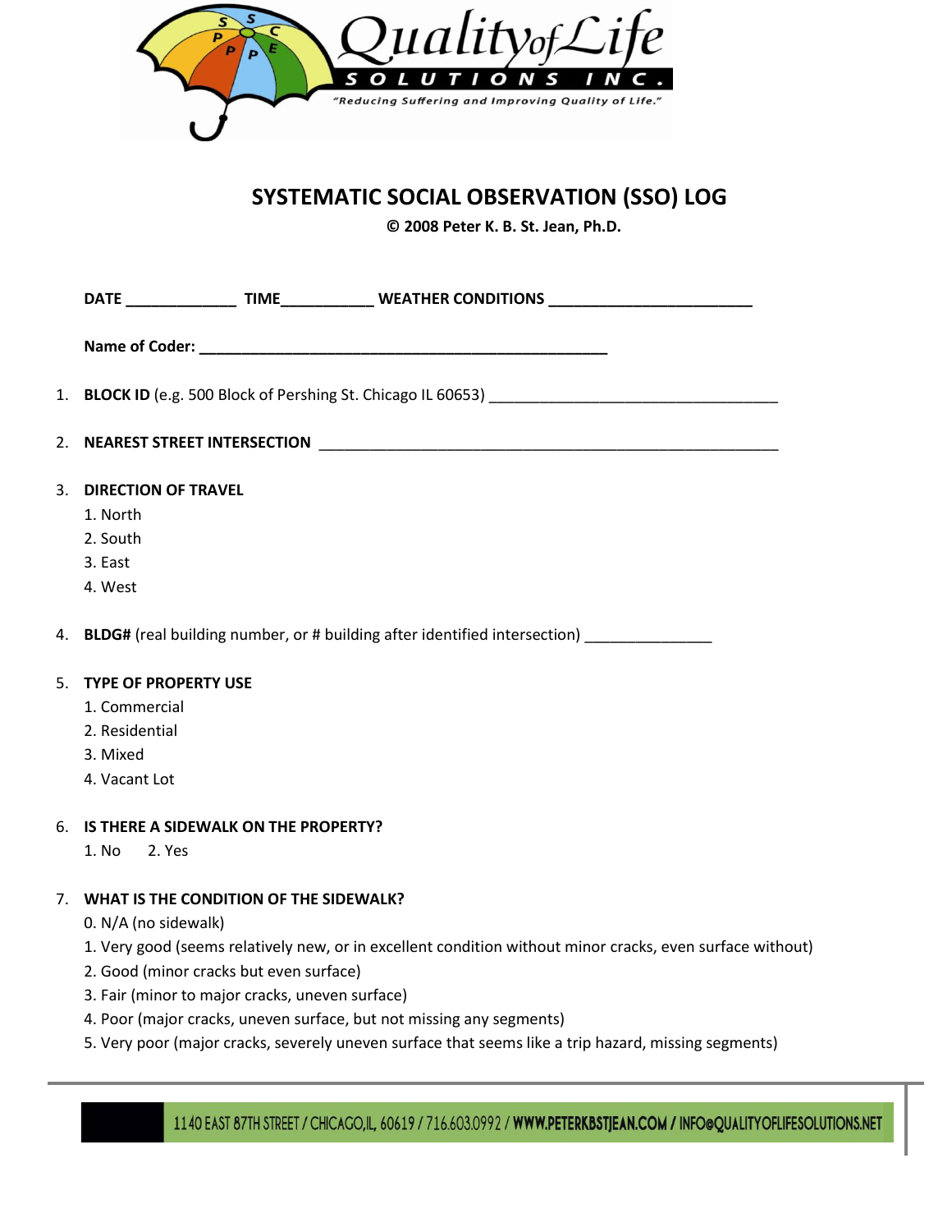Quality of Life SOLUTIONS INC.

*"Reducing Suffering and Improving Quality of Life."*

# SYSTEMATIC SOCIAL OBSERVATION (SSO) LOG

**© 2008 Peter K. B. St. Jean, Ph.D.**

**DATE** _____________ **TIME**__________ **WEATHER CONDITIONS** _______________________

**Name of Coder:** _______________________________________________

1. **BLOCK ID** (e.g. 500 Block of Pershing St. Chicago IL 60653) _________________________________

2. **NEAREST STREET INTERSECTION** ______________________________________________________

3. **DIRECTION OF TRAVEL**
   1. North
   2. South
   3. East
   4. West

4. **BLDG#** (real building number, or # building after identified intersection) _______________

5. **TYPE OF PROPERTY USE**
   1. Commercial
   2. Residential
   3. Mixed
   4. Vacant Lot

6. **IS THERE A SIDEWALK ON THE PROPERTY?**

   1. No 2. Yes

7. **WHAT IS THE CONDITION OF THE SIDEWALK?**

   0. N/A (no sidewalk)
   1. Very good (seems relatively new, or in excellent condition without minor cracks, even surface without)
   2. Good (minor cracks but even surface)
   3. Fair (minor to major cracks, uneven surface)
   4. Poor (major cracks, uneven surface, but not missing any segments)
   5. Very poor (major cracks, severely uneven surface that seems like a trip hazard, missing segments)

1140 EAST 87TH STREET / CHICAGO,IL, 60619 / 716.603.0992 / WWW.PETERKBSTJEAN.COM / INFO@QUALITYOFLIFESOLUTIONS.NET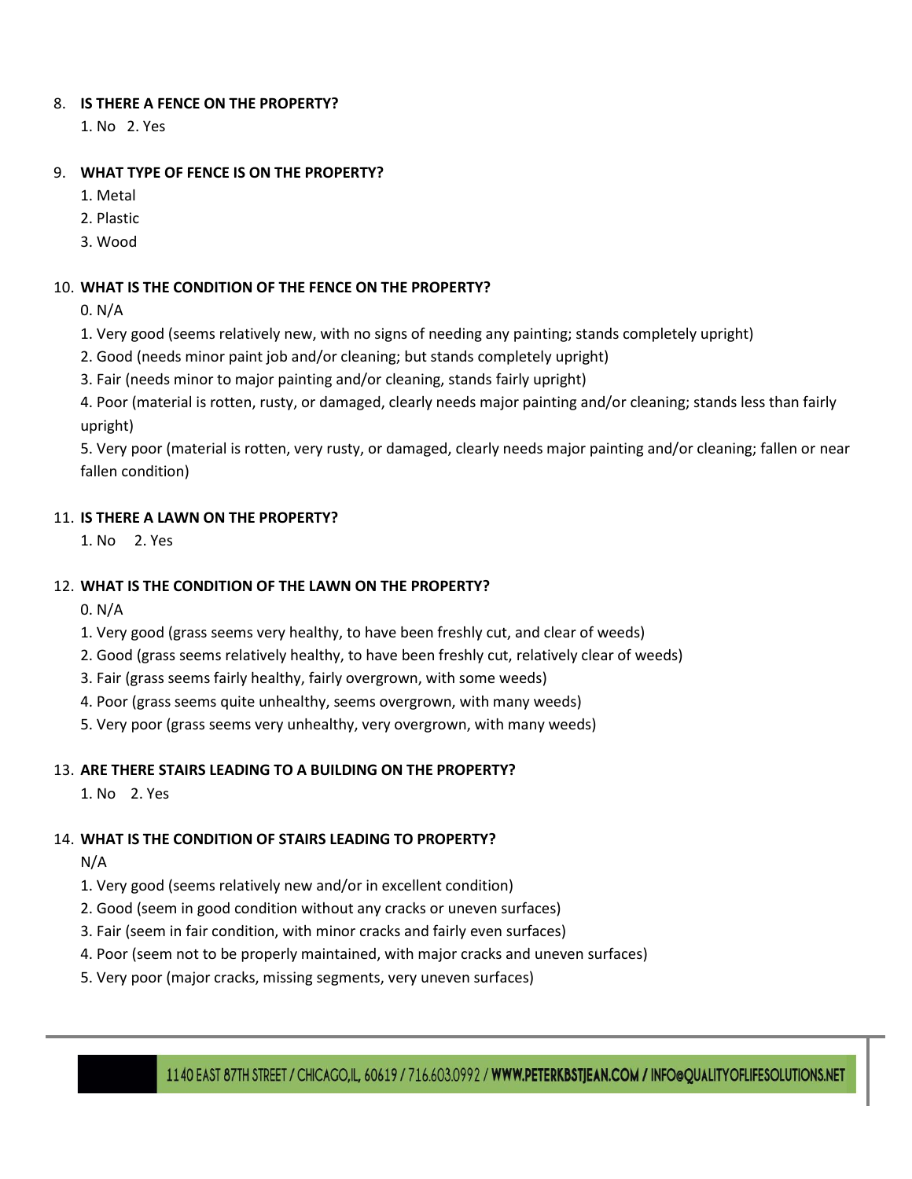8. **IS THERE A FENCE ON THE PROPERTY?**

   1. No 2. Yes

9. **WHAT TYPE OF FENCE IS ON THE PROPERTY?**

   1. Metal
   2. Plastic
   3. Wood

10. **WHAT IS THE CONDITION OF THE FENCE ON THE PROPERTY?**

    0. N/A
    1. Very good (seems relatively new, with no signs of needing any painting; stands completely upright)
    2. Good (needs minor paint job and/or cleaning; but stands completely upright)
    3. Fair (needs minor to major painting and/or cleaning, stands fairly upright)
    4. Poor (material is rotten, rusty, or damaged, clearly needs major painting and/or cleaning; stands less than fairly upright)
    5. Very poor (material is rotten, very rusty, or damaged, clearly needs major painting and/or cleaning; fallen or near fallen condition)

11. **IS THERE A LAWN ON THE PROPERTY?**

    1. No 2. Yes

12. **WHAT IS THE CONDITION OF THE LAWN ON THE PROPERTY?**

    0. N/A
    1. Very good (grass seems very healthy, to have been freshly cut, and clear of weeds)
    2. Good (grass seems relatively healthy, to have been freshly cut, relatively clear of weeds)
    3. Fair (grass seems fairly healthy, fairly overgrown, with some weeds)
    4. Poor (grass seems quite unhealthy, seems overgrown, with many weeds)
    5. Very poor (grass seems very unhealthy, very overgrown, with many weeds)

13. **ARE THERE STAIRS LEADING TO A BUILDING ON THE PROPERTY?**

    1. No 2. Yes

14. **WHAT IS THE CONDITION OF STAIRS LEADING TO PROPERTY?**

    N/A

    1. Very good (seems relatively new and/or in excellent condition)
    2. Good (seem in good condition without any cracks or uneven surfaces)
    3. Fair (seem in fair condition, with minor cracks and fairly even surfaces)
    4. Poor (seem not to be properly maintained, with major cracks and uneven surfaces)
    5. Very poor (major cracks, missing segments, very uneven surfaces)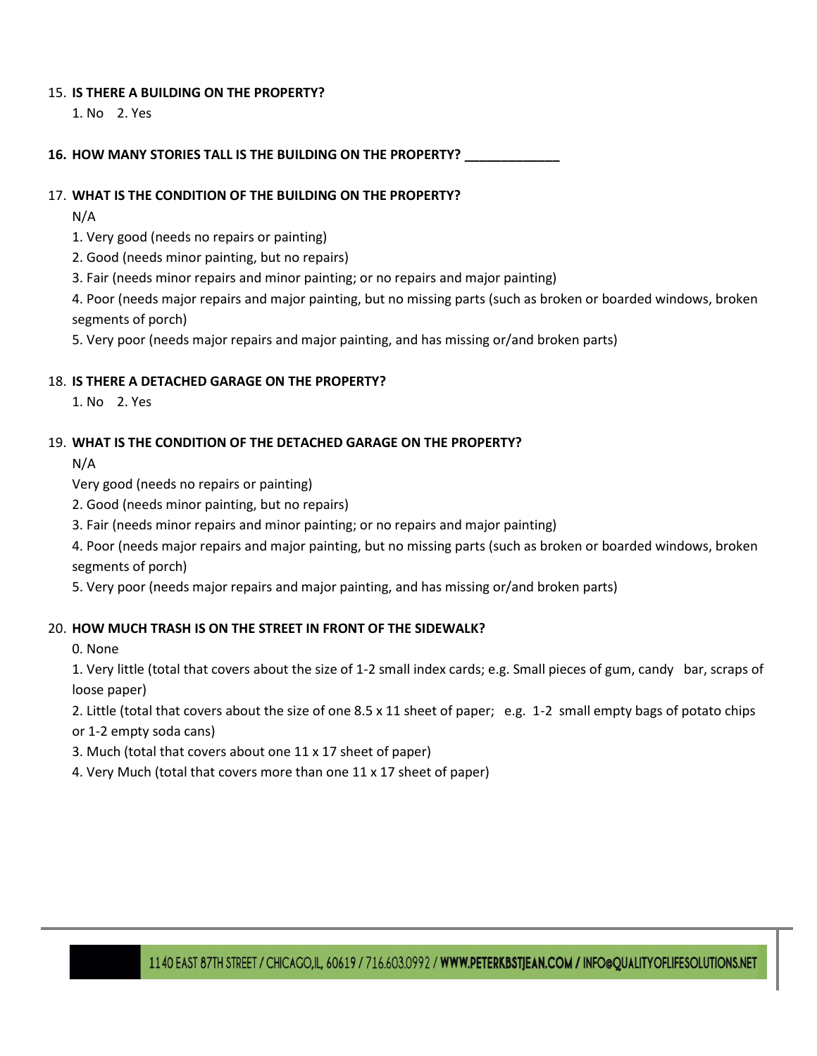15. **IS THERE A BUILDING ON THE PROPERTY?**

    1. No 2. Yes

16. **HOW MANY STORIES TALL IS THE BUILDING ON THE PROPERTY? _____________**

17. **WHAT IS THE CONDITION OF THE BUILDING ON THE PROPERTY?**

    N/A

    1. Very good (needs no repairs or painting)

    2. Good (needs minor painting, but no repairs)

    3. Fair (needs minor repairs and minor painting; or no repairs and major painting)

    4. Poor (needs major repairs and major painting, but no missing parts (such as broken or boarded windows, broken segments of porch)

    5. Very poor (needs major repairs and major painting, and has missing or/and broken parts)

18. **IS THERE A DETACHED GARAGE ON THE PROPERTY?**

    1. No 2. Yes

19. **WHAT IS THE CONDITION OF THE DETACHED GARAGE ON THE PROPERTY?**

    N/A

    Very good (needs no repairs or painting)

    2. Good (needs minor painting, but no repairs)

    3. Fair (needs minor repairs and minor painting; or no repairs and major painting)

    4. Poor (needs major repairs and major painting, but no missing parts (such as broken or boarded windows, broken segments of porch)

    5. Very poor (needs major repairs and major painting, and has missing or/and broken parts)

20. **HOW MUCH TRASH IS ON THE STREET IN FRONT OF THE SIDEWALK?**

    0. None

    1. Very little (total that covers about the size of 1-2 small index cards; e.g. Small pieces of gum, candy bar, scraps of loose paper)

    2. Little (total that covers about the size of one 8.5 x 11 sheet of paper; e.g. 1-2 small empty bags of potato chips or 1-2 empty soda cans)

    3. Much (total that covers about one 11 x 17 sheet of paper)

    4. Very Much (total that covers more than one 11 x 17 sheet of paper)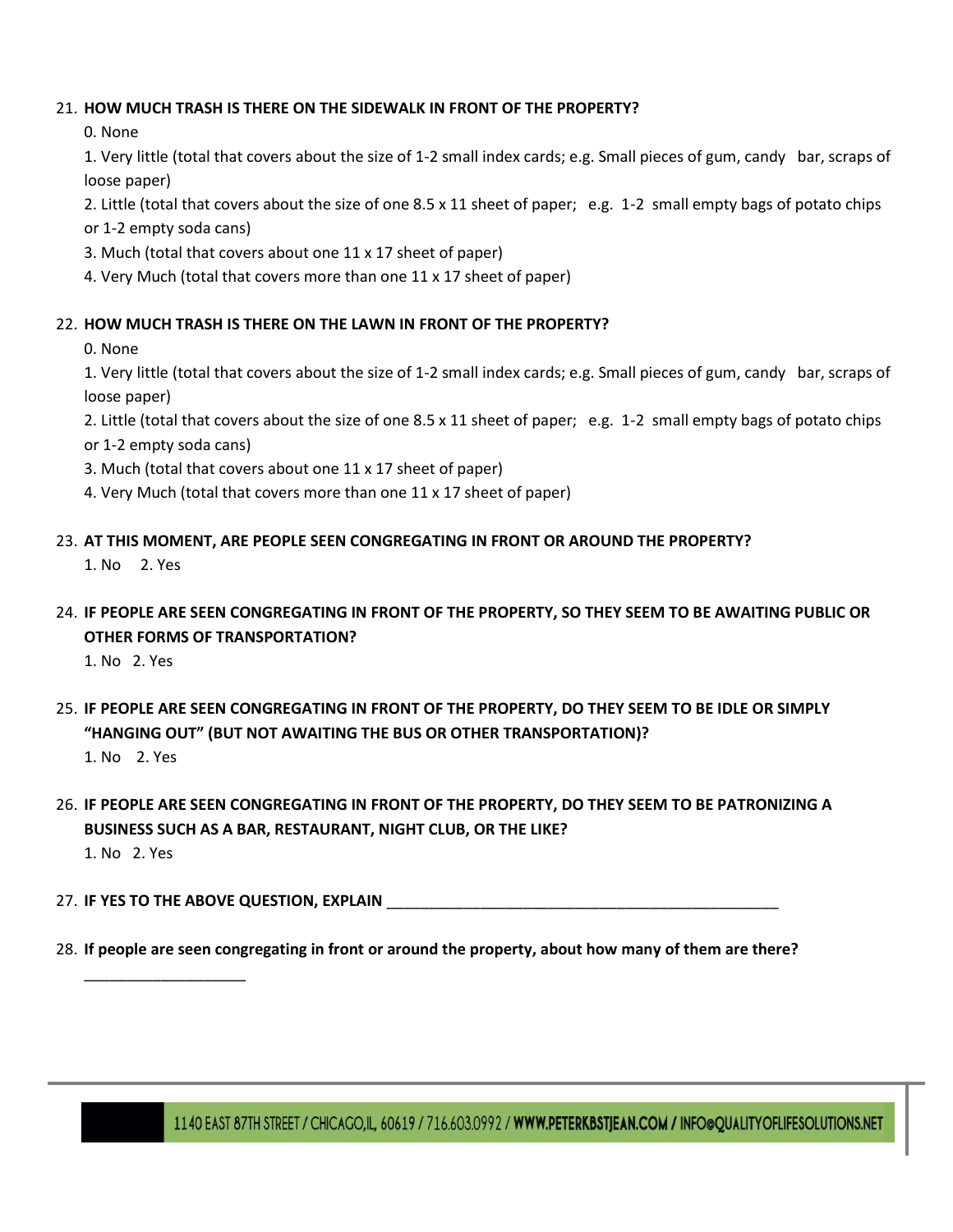21. **HOW MUCH TRASH IS THERE ON THE SIDEWALK IN FRONT OF THE PROPERTY?**

    0. None

    1. Very little (total that covers about the size of 1-2 small index cards; e.g. Small pieces of gum, candy bar, scraps of loose paper)

    2. Little (total that covers about the size of one 8.5 x 11 sheet of paper; e.g. 1-2 small empty bags of potato chips or 1-2 empty soda cans)

    3. Much (total that covers about one 11 x 17 sheet of paper)

    4. Very Much (total that covers more than one 11 x 17 sheet of paper)

22. **HOW MUCH TRASH IS THERE ON THE LAWN IN FRONT OF THE PROPERTY?**

    0. None

    1. Very little (total that covers about the size of 1-2 small index cards; e.g. Small pieces of gum, candy bar, scraps of loose paper)

    2. Little (total that covers about the size of one 8.5 x 11 sheet of paper; e.g. 1-2 small empty bags of potato chips or 1-2 empty soda cans)

    3. Much (total that covers about one 11 x 17 sheet of paper)

    4. Very Much (total that covers more than one 11 x 17 sheet of paper)

23. **AT THIS MOMENT, ARE PEOPLE SEEN CONGREGATING IN FRONT OR AROUND THE PROPERTY?**

    1. No 2. Yes

24. **IF PEOPLE ARE SEEN CONGREGATING IN FRONT OF THE PROPERTY, SO THEY SEEM TO BE AWAITING PUBLIC OR OTHER FORMS OF TRANSPORTATION?**

    1. No 2. Yes

25. **IF PEOPLE ARE SEEN CONGREGATING IN FRONT OF THE PROPERTY, DO THEY SEEM TO BE IDLE OR SIMPLY "HANGING OUT" (BUT NOT AWAITING THE BUS OR OTHER TRANSPORTATION)?**

    1. No 2. Yes

26. **IF PEOPLE ARE SEEN CONGREGATING IN FRONT OF THE PROPERTY, DO THEY SEEM TO BE PATRONIZING A BUSINESS SUCH AS A BAR, RESTAURANT, NIGHT CLUB, OR THE LIKE?**

    1. No 2. Yes

27. **IF YES TO THE ABOVE QUESTION, EXPLAIN** ________________________________________________

28. **If people are seen congregating in front or around the property, about how many of them are there?**

    ____________________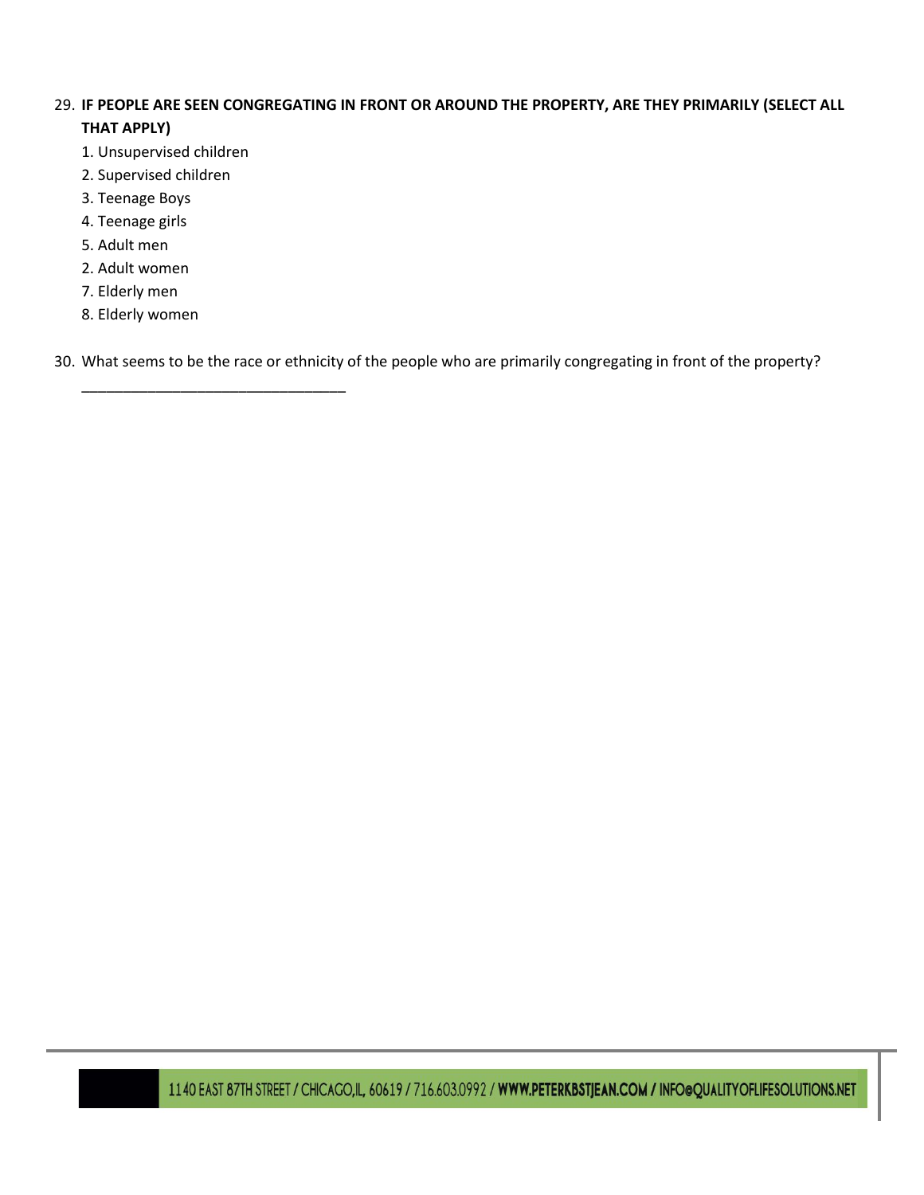29. **IF PEOPLE ARE SEEN CONGREGATING IN FRONT OR AROUND THE PROPERTY, ARE THEY PRIMARILY (SELECT ALL THAT APPLY)**
    1. Unsupervised children
    2. Supervised children
    3. Teenage Boys
    4. Teenage girls
    5. Adult men
    2. Adult women
    7. Elderly men
    8. Elderly women

30. What seems to be the race or ethnicity of the people who are primarily congregating in front of the property?

    ________________________________